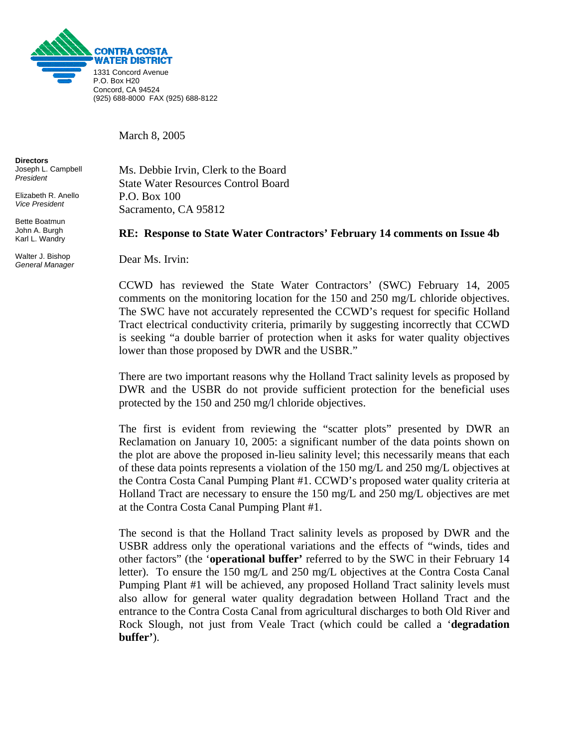**CONTRA COSTA WATER DISTRICT**

1331 Concord Avenue
P.O. Box H20
Concord, CA 94524
(925) 688-8000 FAX (925) 688-8122

**Directors**
Joseph L. Campbell
*President*

Elizabeth R. Anello
*Vice President*

Bette Boatmun
John A. Burgh
Karl L. Wandry

Walter J. Bishop
*General Manager*

March 8, 2005

Ms. Debbie Irvin, Clerk to the Board
State Water Resources Control Board
P.O. Box 100
Sacramento, CA 95812

**RE: Response to State Water Contractors' February 14 comments on Issue 4b**

Dear Ms. Irvin:

CCWD has reviewed the State Water Contractors' (SWC) February 14, 2005 comments on the monitoring location for the 150 and 250 mg/L chloride objectives. The SWC have not accurately represented the CCWD's request for specific Holland Tract electrical conductivity criteria, primarily by suggesting incorrectly that CCWD is seeking "a double barrier of protection when it asks for water quality objectives lower than those proposed by DWR and the USBR."

There are two important reasons why the Holland Tract salinity levels as proposed by DWR and the USBR do not provide sufficient protection for the beneficial uses protected by the 150 and 250 mg/l chloride objectives.

The first is evident from reviewing the "scatter plots" presented by DWR an Reclamation on January 10, 2005: a significant number of the data points shown on the plot are above the proposed in-lieu salinity level; this necessarily means that each of these data points represents a violation of the 150 mg/L and 250 mg/L objectives at the Contra Costa Canal Pumping Plant #1. CCWD's proposed water quality criteria at Holland Tract are necessary to ensure the 150 mg/L and 250 mg/L objectives are met at the Contra Costa Canal Pumping Plant #1.

The second is that the Holland Tract salinity levels as proposed by DWR and the USBR address only the operational variations and the effects of "winds, tides and other factors" (the '**operational buffer'** referred to by the SWC in their February 14 letter). To ensure the 150 mg/L and 250 mg/L objectives at the Contra Costa Canal Pumping Plant #1 will be achieved, any proposed Holland Tract salinity levels must also allow for general water quality degradation between Holland Tract and the entrance to the Contra Costa Canal from agricultural discharges to both Old River and Rock Slough, not just from Veale Tract (which could be called a '**degradation buffer'**).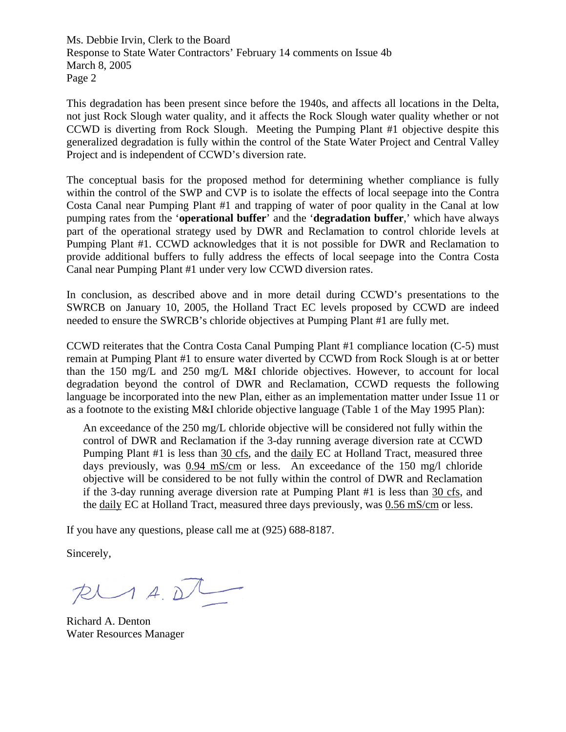This degradation has been present since before the 1940s, and affects all locations in the Delta, not just Rock Slough water quality, and it affects the Rock Slough water quality whether or not CCWD is diverting from Rock Slough. Meeting the Pumping Plant #1 objective despite this generalized degradation is fully within the control of the State Water Project and Central Valley Project and is independent of CCWD's diversion rate.

The conceptual basis for the proposed method for determining whether compliance is fully within the control of the SWP and CVP is to isolate the effects of local seepage into the Contra Costa Canal near Pumping Plant #1 and trapping of water of poor quality in the Canal at low pumping rates from the '**operational buffer**' and the '**degradation buffer**,' which have always part of the operational strategy used by DWR and Reclamation to control chloride levels at Pumping Plant #1. CCWD acknowledges that it is not possible for DWR and Reclamation to provide additional buffers to fully address the effects of local seepage into the Contra Costa Canal near Pumping Plant #1 under very low CCWD diversion rates.

In conclusion, as described above and in more detail during CCWD's presentations to the SWRCB on January 10, 2005, the Holland Tract EC levels proposed by CCWD are indeed needed to ensure the SWRCB's chloride objectives at Pumping Plant #1 are fully met.

CCWD reiterates that the Contra Costa Canal Pumping Plant #1 compliance location (C-5) must remain at Pumping Plant #1 to ensure water diverted by CCWD from Rock Slough is at or better than the 150 mg/L and 250 mg/L M&I chloride objectives. However, to account for local degradation beyond the control of DWR and Reclamation, CCWD requests the following language be incorporated into the new Plan, either as an implementation matter under Issue 11 or as a footnote to the existing M&I chloride objective language (Table 1 of the May 1995 Plan):

> An exceedance of the 250 mg/L chloride objective will be considered not fully within the control of DWR and Reclamation if the 3-day running average diversion rate at CCWD Pumping Plant #1 is less than <u>30 cfs</u>, and the <u>daily</u> EC at Holland Tract, measured three days previously, was <u>0.94 mS/cm</u> or less. An exceedance of the 150 mg/l chloride objective will be considered to be not fully within the control of DWR and Reclamation if the 3-day running average diversion rate at Pumping Plant #1 is less than <u>30 cfs</u>, and the <u>daily</u> EC at Holland Tract, measured three days previously, was <u>0.56 mS/cm</u> or less.

If you have any questions, please call me at (925) 688-8187.

Sincerely,

Richard A. Denton
Water Resources Manager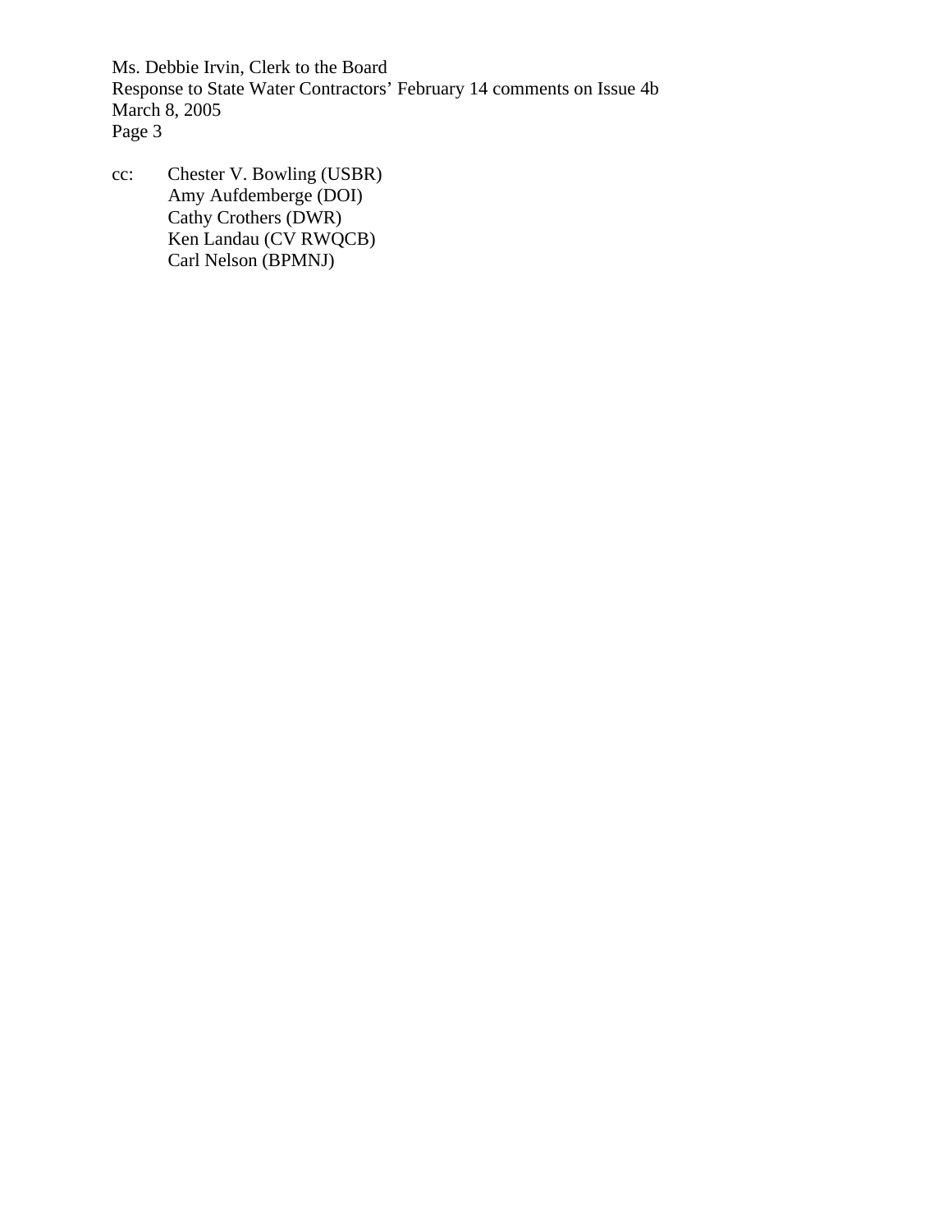cc: Chester V. Bowling (USBR)
Amy Aufdemberge (DOI)
Cathy Crothers (DWR)
Ken Landau (CV RWQCB)
Carl Nelson (BPMNJ)